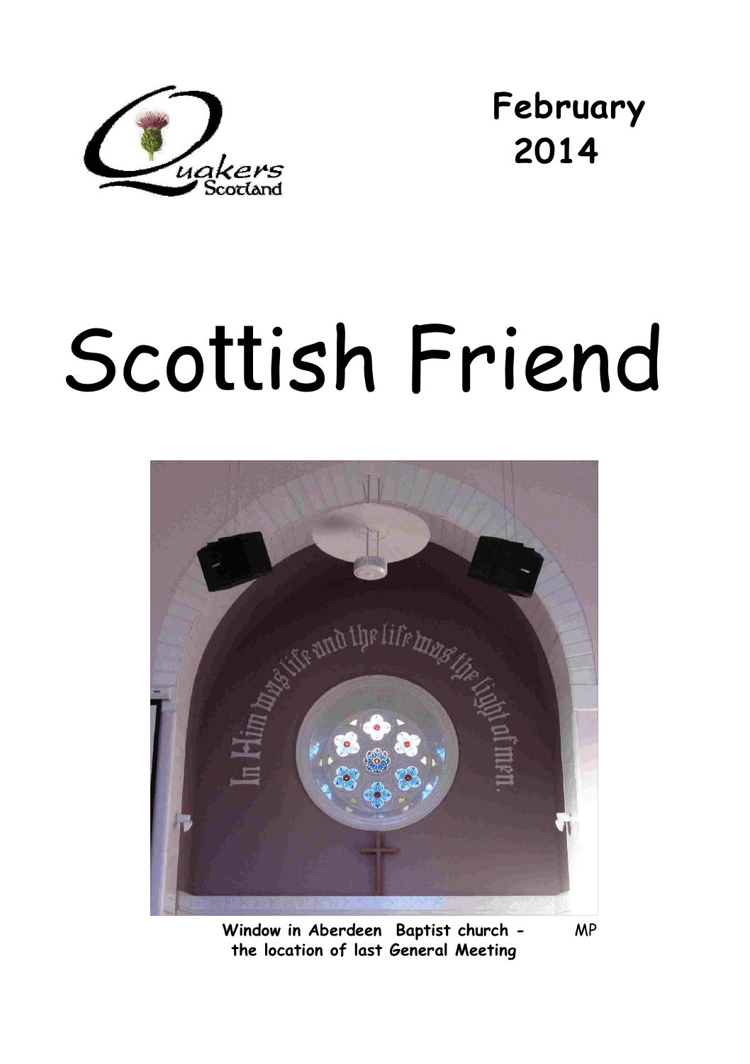Quakers Scotland

**February 2014**

# Scottish Friend

**Window in Aberdeen Baptist church - the location of last General Meeting** MP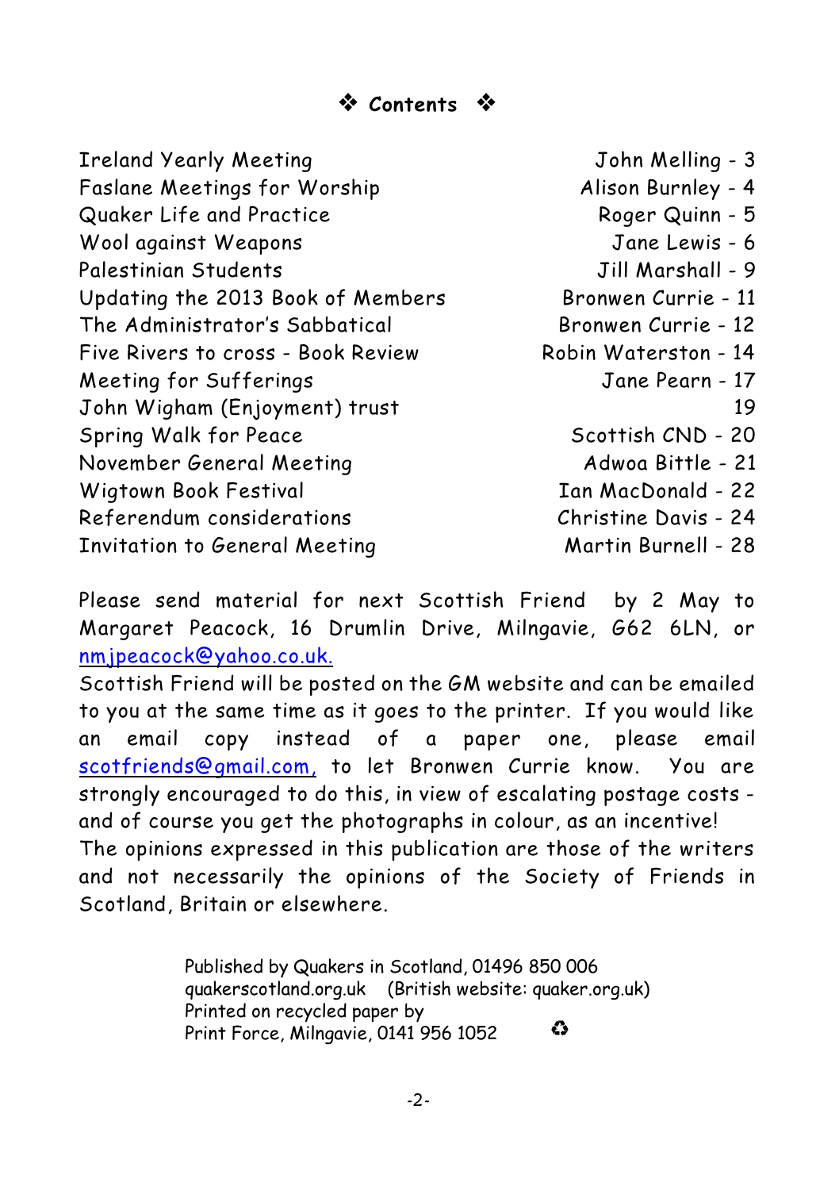## ❖ Contents ❖

| | |
|---|---|
| Ireland Yearly Meeting | John Melling - 3 |
| Faslane Meetings for Worship | Alison Burnley - 4 |
| Quaker Life and Practice | Roger Quinn - 5 |
| Wool against Weapons | Jane Lewis - 6 |
| Palestinian Students | Jill Marshall - 9 |
| Updating the 2013 Book of Members | Bronwen Currie - 11 |
| The Administrator's Sabbatical | Bronwen Currie - 12 |
| Five Rivers to cross - Book Review | Robin Waterston - 14 |
| Meeting for Sufferings | Jane Pearn - 17 |
| John Wigham (Enjoyment) trust | 19 |
| Spring Walk for Peace | Scottish CND - 20 |
| November General Meeting | Adwoa Bittle - 21 |
| Wigtown Book Festival | Ian MacDonald - 22 |
| Referendum considerations | Christine Davis - 24 |
| Invitation to General Meeting | Martin Burnell - 28 |

Please send material for next Scottish Friend by 2 May to Margaret Peacock, 16 Drumlin Drive, Milngavie, G62 6LN, or nmjpeacock@yahoo.co.uk.

Scottish Friend will be posted on the GM website and can be emailed to you at the same time as it goes to the printer. If you would like an email copy instead of a paper one, please email scotfriends@gmail.com, to let Bronwen Currie know. You are strongly encouraged to do this, in view of escalating postage costs - and of course you get the photographs in colour, as an incentive!

The opinions expressed in this publication are those of the writers and not necessarily the opinions of the Society of Friends in Scotland, Britain or elsewhere.

Published by Quakers in Scotland, 01496 850 006
quakerscotland.org.uk (British website: quaker.org.uk)
Printed on recycled paper by
Print Force, Milngavie, 0141 956 1052 ♻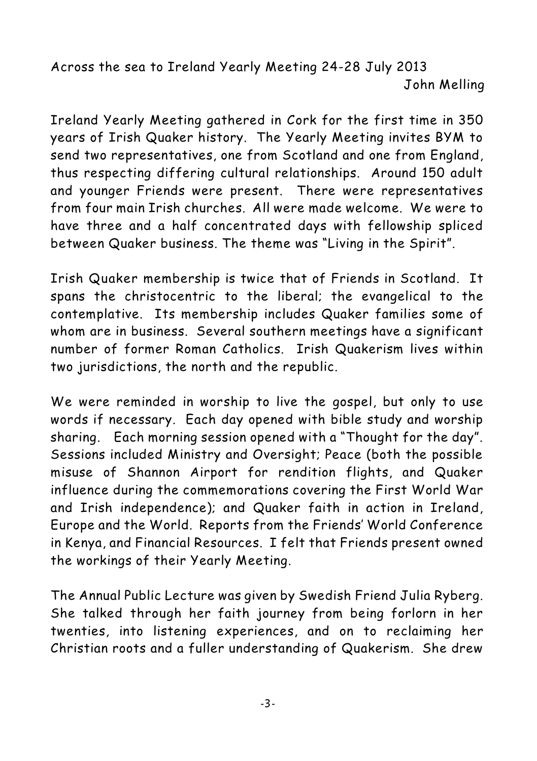## Across the sea to Ireland Yearly Meeting 24-28 July 2013

John Melling

Ireland Yearly Meeting gathered in Cork for the first time in 350 years of Irish Quaker history. The Yearly Meeting invites BYM to send two representatives, one from Scotland and one from England, thus respecting differing cultural relationships. Around 150 adult and younger Friends were present. There were representatives from four main Irish churches. All were made welcome. We were to have three and a half concentrated days with fellowship spliced between Quaker business. The theme was "Living in the Spirit".

Irish Quaker membership is twice that of Friends in Scotland. It spans the christocentric to the liberal; the evangelical to the contemplative. Its membership includes Quaker families some of whom are in business. Several southern meetings have a significant number of former Roman Catholics. Irish Quakerism lives within two jurisdictions, the north and the republic.

We were reminded in worship to live the gospel, but only to use words if necessary. Each day opened with bible study and worship sharing. Each morning session opened with a "Thought for the day". Sessions included Ministry and Oversight; Peace (both the possible misuse of Shannon Airport for rendition flights, and Quaker influence during the commemorations covering the First World War and Irish independence); and Quaker faith in action in Ireland, Europe and the World. Reports from the Friends' World Conference in Kenya, and Financial Resources. I felt that Friends present owned the workings of their Yearly Meeting.

The Annual Public Lecture was given by Swedish Friend Julia Ryberg. She talked through her faith journey from being forlorn in her twenties, into listening experiences, and on to reclaiming her Christian roots and a fuller understanding of Quakerism. She drew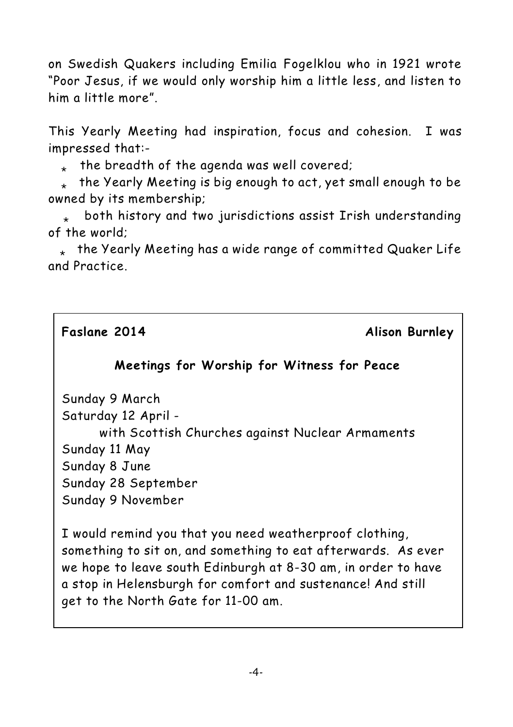on Swedish Quakers including Emilia Fogelklou who in 1921 wrote "Poor Jesus, if we would only worship him a little less, and listen to him a little more".

This Yearly Meeting had inspiration, focus and cohesion. I was impressed that:-

- the breadth of the agenda was well covered;
- the Yearly Meeting is big enough to act, yet small enough to be owned by its membership;
- both history and two jurisdictions assist Irish understanding of the world;
- the Yearly Meeting has a wide range of committed Quaker Life and Practice.

**Faslane 2014** **Alison Burnley**

### Meetings for Worship for Witness for Peace

Sunday 9 March
Saturday 12 April -
with Scottish Churches against Nuclear Armaments
Sunday 11 May
Sunday 8 June
Sunday 28 September
Sunday 9 November

I would remind you that you need weatherproof clothing, something to sit on, and something to eat afterwards. As ever we hope to leave south Edinburgh at 8-30 am, in order to have a stop in Helensburgh for comfort and sustenance! And still get to the North Gate for 11-00 am.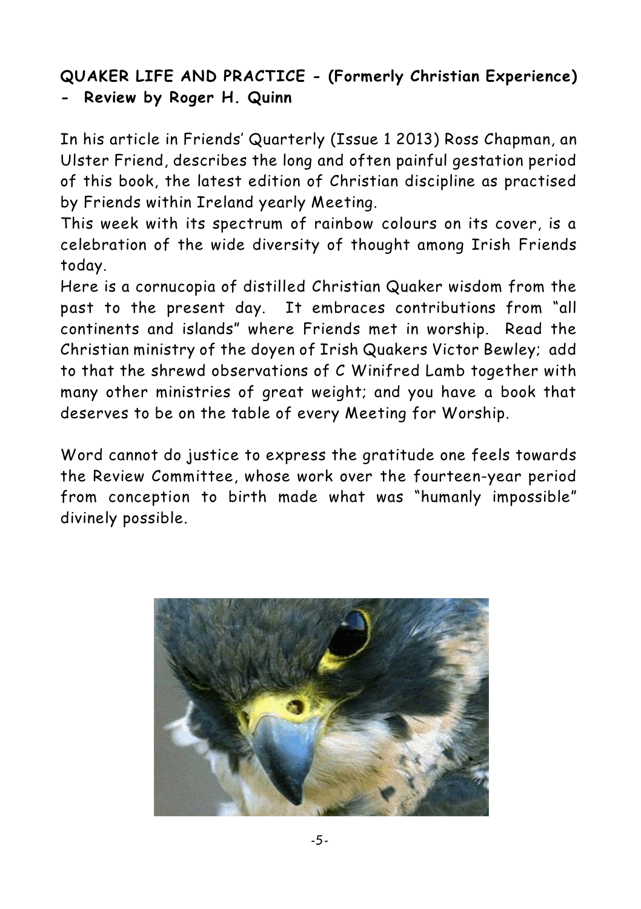**QUAKER LIFE AND PRACTICE - (Formerly Christian Experience) - Review by Roger H. Quinn**

In his article in Friends' Quarterly (Issue 1 2013) Ross Chapman, an Ulster Friend, describes the long and often painful gestation period of this book, the latest edition of Christian discipline as practised by Friends within Ireland yearly Meeting.

This week with its spectrum of rainbow colours on its cover, is a celebration of the wide diversity of thought among Irish Friends today.

Here is a cornucopia of distilled Christian Quaker wisdom from the past to the present day. It embraces contributions from "all continents and islands" where Friends met in worship. Read the Christian ministry of the doyen of Irish Quakers Victor Bewley; add to that the shrewd observations of C Winifred Lamb together with many other ministries of great weight; and you have a book that deserves to be on the table of every Meeting for Worship.

Word cannot do justice to express the gratitude one feels towards the Review Committee, whose work over the fourteen-year period from conception to birth made what was "humanly impossible" divinely possible.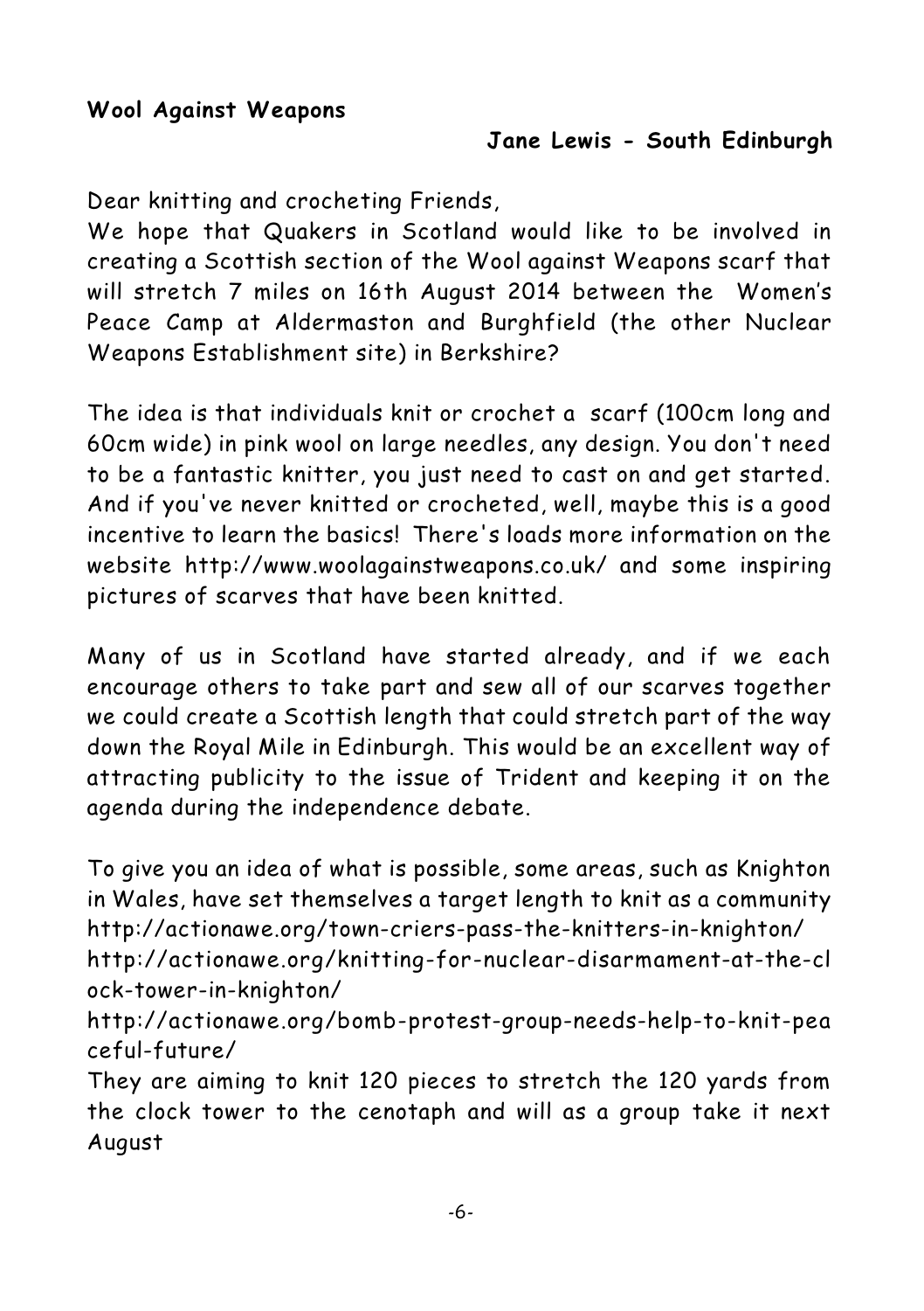**Wool Against Weapons**

**Jane Lewis - South Edinburgh**

Dear knitting and crocheting Friends,

We hope that Quakers in Scotland would like to be involved in creating a Scottish section of the Wool against Weapons scarf that will stretch 7 miles on 16th August 2014 between the Women's Peace Camp at Aldermaston and Burghfield (the other Nuclear Weapons Establishment site) in Berkshire?

The idea is that individuals knit or crochet a scarf (100cm long and 60cm wide) in pink wool on large needles, any design. You don't need to be a fantastic knitter, you just need to cast on and get started. And if you've never knitted or crocheted, well, maybe this is a good incentive to learn the basics! There's loads more information on the website http://www.woolagainstweapons.co.uk/ and some inspiring pictures of scarves that have been knitted.

Many of us in Scotland have started already, and if we each encourage others to take part and sew all of our scarves together we could create a Scottish length that could stretch part of the way down the Royal Mile in Edinburgh. This would be an excellent way of attracting publicity to the issue of Trident and keeping it on the agenda during the independence debate.

To give you an idea of what is possible, some areas, such as Knighton in Wales, have set themselves a target length to knit as a community
http://actionawe.org/town-criers-pass-the-knitters-in-knighton/
http://actionawe.org/knitting-for-nuclear-disarmament-at-the-clock-tower-in-knighton/
http://actionawe.org/bomb-protest-group-needs-help-to-knit-peaceful-future/
They are aiming to knit 120 pieces to stretch the 120 yards from the clock tower to the cenotaph and will as a group take it next August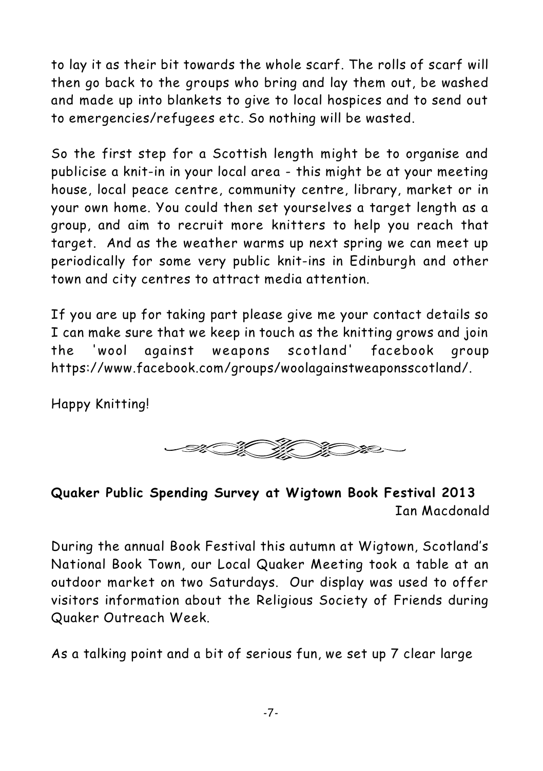to lay it as their bit towards the whole scarf. The rolls of scarf will then go back to the groups who bring and lay them out, be washed and made up into blankets to give to local hospices and to send out to emergencies/refugees etc. So nothing will be wasted.

So the first step for a Scottish length might be to organise and publicise a knit-in in your local area - this might be at your meeting house, local peace centre, community centre, library, market or in your own home. You could then set yourselves a target length as a group, and aim to recruit more knitters to help you reach that target. And as the weather warms up next spring we can meet up periodically for some very public knit-ins in Edinburgh and other town and city centres to attract media attention.

If you are up for taking part please give me your contact details so I can make sure that we keep in touch as the knitting grows and join the 'wool against weapons scotland' facebook group https://www.facebook.com/groups/woolagainstweaponsscotland/.

Happy Knitting!

**Quaker Public Spending Survey at Wigtown Book Festival 2013**

Ian Macdonald

During the annual Book Festival this autumn at Wigtown, Scotland's National Book Town, our Local Quaker Meeting took a table at an outdoor market on two Saturdays. Our display was used to offer visitors information about the Religious Society of Friends during Quaker Outreach Week.

As a talking point and a bit of serious fun, we set up 7 clear large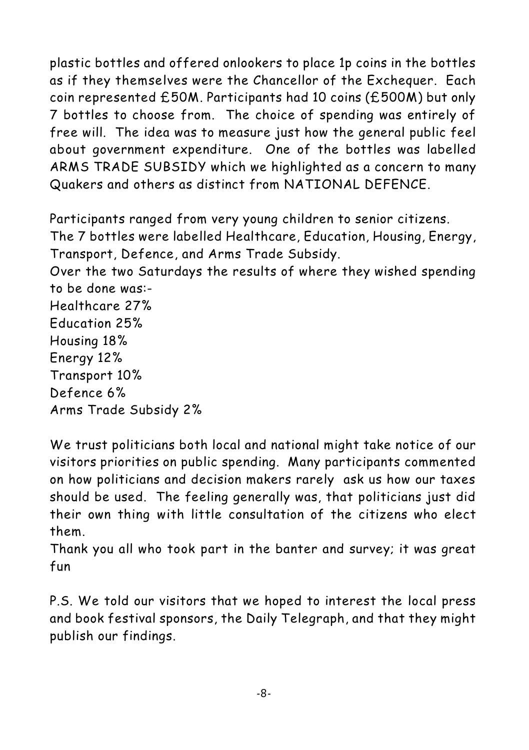plastic bottles and offered onlookers to place 1p coins in the bottles as if they themselves were the Chancellor of the Exchequer. Each coin represented £50M. Participants had 10 coins (£500M) but only 7 bottles to choose from. The choice of spending was entirely of free will. The idea was to measure just how the general public feel about government expenditure. One of the bottles was labelled ARMS TRADE SUBSIDY which we highlighted as a concern to many Quakers and others as distinct from NATIONAL DEFENCE.

Participants ranged from very young children to senior citizens.
The 7 bottles were labelled Healthcare, Education, Housing, Energy, Transport, Defence, and Arms Trade Subsidy.
Over the two Saturdays the results of where they wished spending to be done was:-
Healthcare 27%
Education 25%
Housing 18%
Energy 12%
Transport 10%
Defence 6%
Arms Trade Subsidy 2%

We trust politicians both local and national might take notice of our visitors priorities on public spending. Many participants commented on how politicians and decision makers rarely ask us how our taxes should be used. The feeling generally was, that politicians just did their own thing with little consultation of the citizens who elect them.
Thank you all who took part in the banter and survey; it was great fun

P.S. We told our visitors that we hoped to interest the local press and book festival sponsors, the Daily Telegraph, and that they might publish our findings.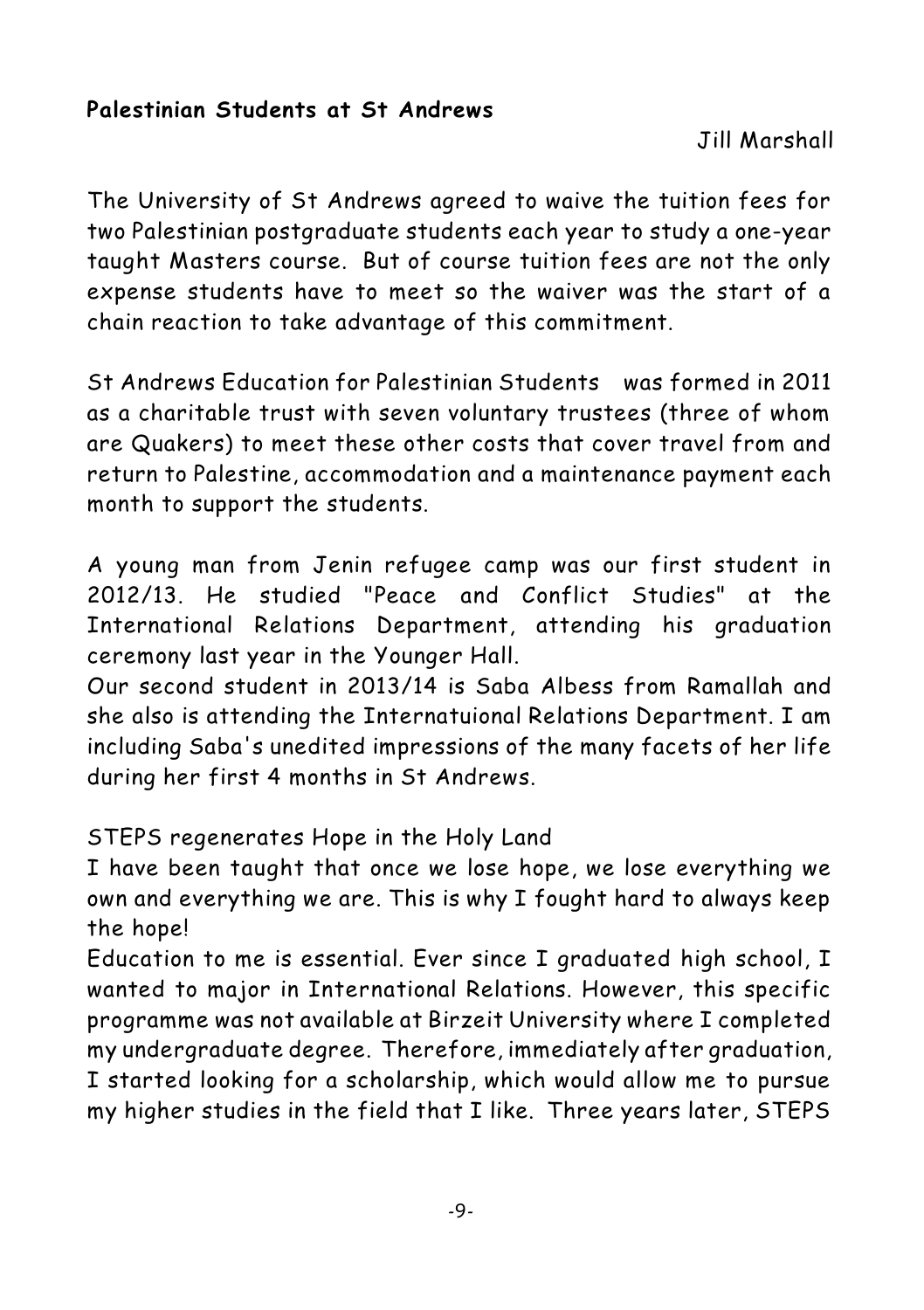**Palestinian Students at St Andrews**

Jill Marshall

The University of St Andrews agreed to waive the tuition fees for two Palestinian postgraduate students each year to study a one-year taught Masters course. But of course tuition fees are not the only expense students have to meet so the waiver was the start of a chain reaction to take advantage of this commitment.

St Andrews Education for Palestinian Students was formed in 2011 as a charitable trust with seven voluntary trustees (three of whom are Quakers) to meet these other costs that cover travel from and return to Palestine, accommodation and a maintenance payment each month to support the students.

A young man from Jenin refugee camp was our first student in 2012/13. He studied "Peace and Conflict Studies" at the International Relations Department, attending his graduation ceremony last year in the Younger Hall.
Our second student in 2013/14 is Saba Albess from Ramallah and she also is attending the Internatuional Relations Department. I am including Saba's unedited impressions of the many facets of her life during her first 4 months in St Andrews.

STEPS regenerates Hope in the Holy Land
I have been taught that once we lose hope, we lose everything we own and everything we are. This is why I fought hard to always keep the hope!
Education to me is essential. Ever since I graduated high school, I wanted to major in International Relations. However, this specific programme was not available at Birzeit University where I completed my undergraduate degree. Therefore, immediately after graduation, I started looking for a scholarship, which would allow me to pursue my higher studies in the field that I like. Three years later, STEPS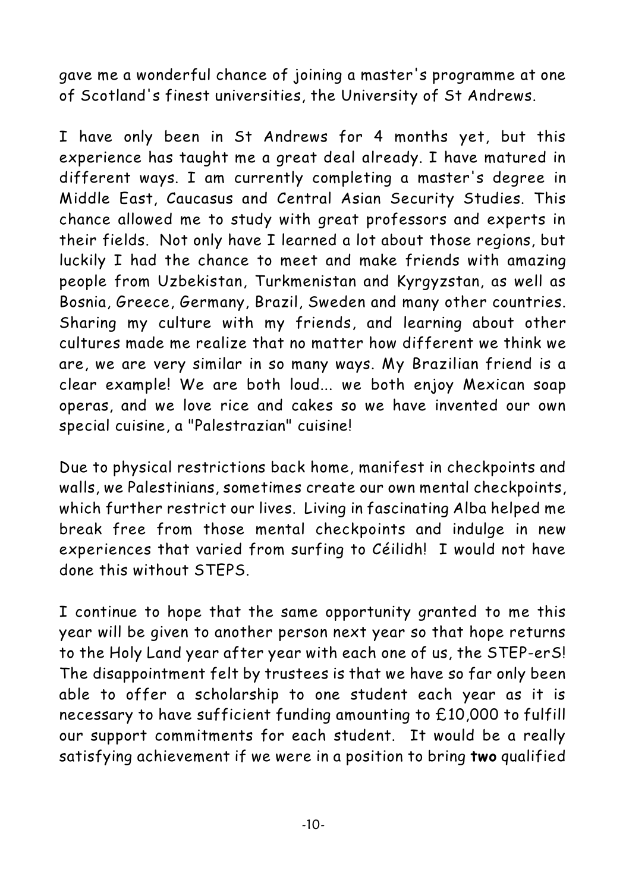gave me a wonderful chance of joining a master's programme at one of Scotland's finest universities, the University of St Andrews.

I have only been in St Andrews for 4 months yet, but this experience has taught me a great deal already. I have matured in different ways. I am currently completing a master's degree in Middle East, Caucasus and Central Asian Security Studies. This chance allowed me to study with great professors and experts in their fields. Not only have I learned a lot about those regions, but luckily I had the chance to meet and make friends with amazing people from Uzbekistan, Turkmenistan and Kyrgyzstan, as well as Bosnia, Greece, Germany, Brazil, Sweden and many other countries. Sharing my culture with my friends, and learning about other cultures made me realize that no matter how different we think we are, we are very similar in so many ways. My Brazilian friend is a clear example! We are both loud... we both enjoy Mexican soap operas, and we love rice and cakes so we have invented our own special cuisine, a "Palestrazian" cuisine!

Due to physical restrictions back home, manifest in checkpoints and walls, we Palestinians, sometimes create our own mental checkpoints, which further restrict our lives. Living in fascinating Alba helped me break free from those mental checkpoints and indulge in new experiences that varied from surfing to Céilidh! I would not have done this without STEPS.

I continue to hope that the same opportunity granted to me this year will be given to another person next year so that hope returns to the Holy Land year after year with each one of us, the STEP-erS! The disappointment felt by trustees is that we have so far only been able to offer a scholarship to one student each year as it is necessary to have sufficient funding amounting to £10,000 to fulfill our support commitments for each student. It would be a really satisfying achievement if we were in a position to bring **two** qualified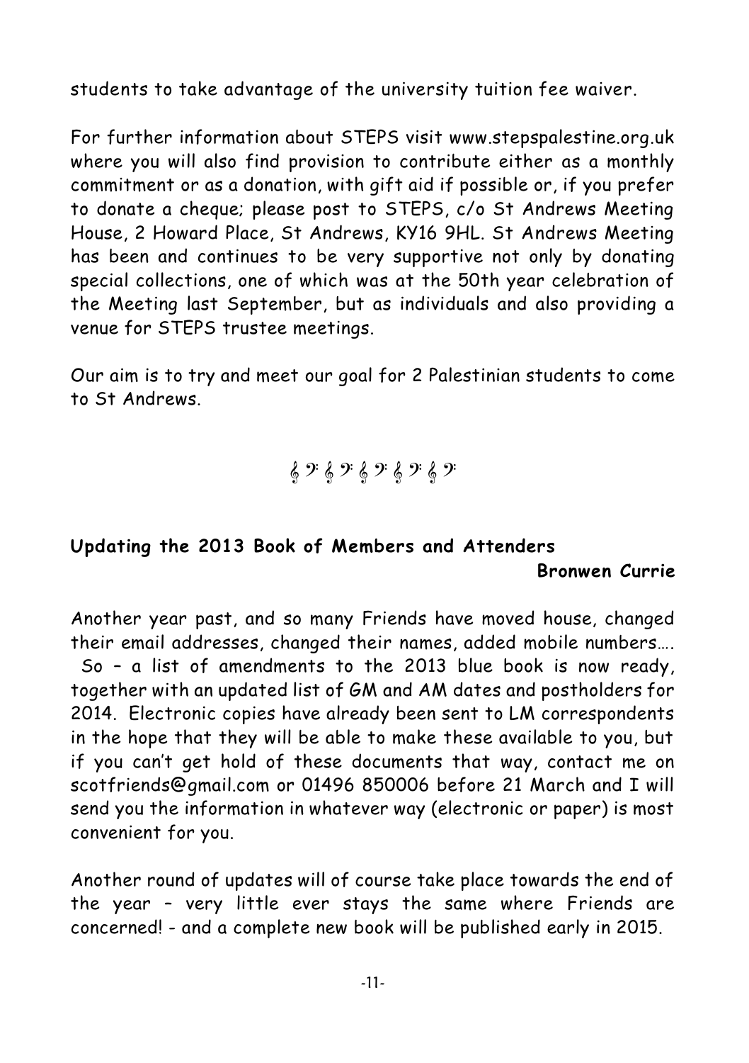students to take advantage of the university tuition fee waiver.

For further information about STEPS visit www.stepspalestine.org.uk where you will also find provision to contribute either as a monthly commitment or as a donation, with gift aid if possible or, if you prefer to donate a cheque; please post to STEPS, c/o St Andrews Meeting House, 2 Howard Place, St Andrews, KY16 9HL. St Andrews Meeting has been and continues to be very supportive not only by donating special collections, one of which was at the 50th year celebration of the Meeting last September, but as individuals and also providing a venue for STEPS trustee meetings.

Our aim is to try and meet our goal for 2 Palestinian students to come to St Andrews.

𝄞 𝄢 𝄞 𝄢 𝄞 𝄢 𝄞 𝄢 𝄞 𝄢

## Updating the 2013 Book of Members and Attenders

**Bronwen Currie**

Another year past, and so many Friends have moved house, changed their email addresses, changed their names, added mobile numbers…. So – a list of amendments to the 2013 blue book is now ready, together with an updated list of GM and AM dates and postholders for 2014. Electronic copies have already been sent to LM correspondents in the hope that they will be able to make these available to you, but if you can't get hold of these documents that way, contact me on scotfriends@gmail.com or 01496 850006 before 21 March and I will send you the information in whatever way (electronic or paper) is most convenient for you.

Another round of updates will of course take place towards the end of the year – very little ever stays the same where Friends are concerned! - and a complete new book will be published early in 2015.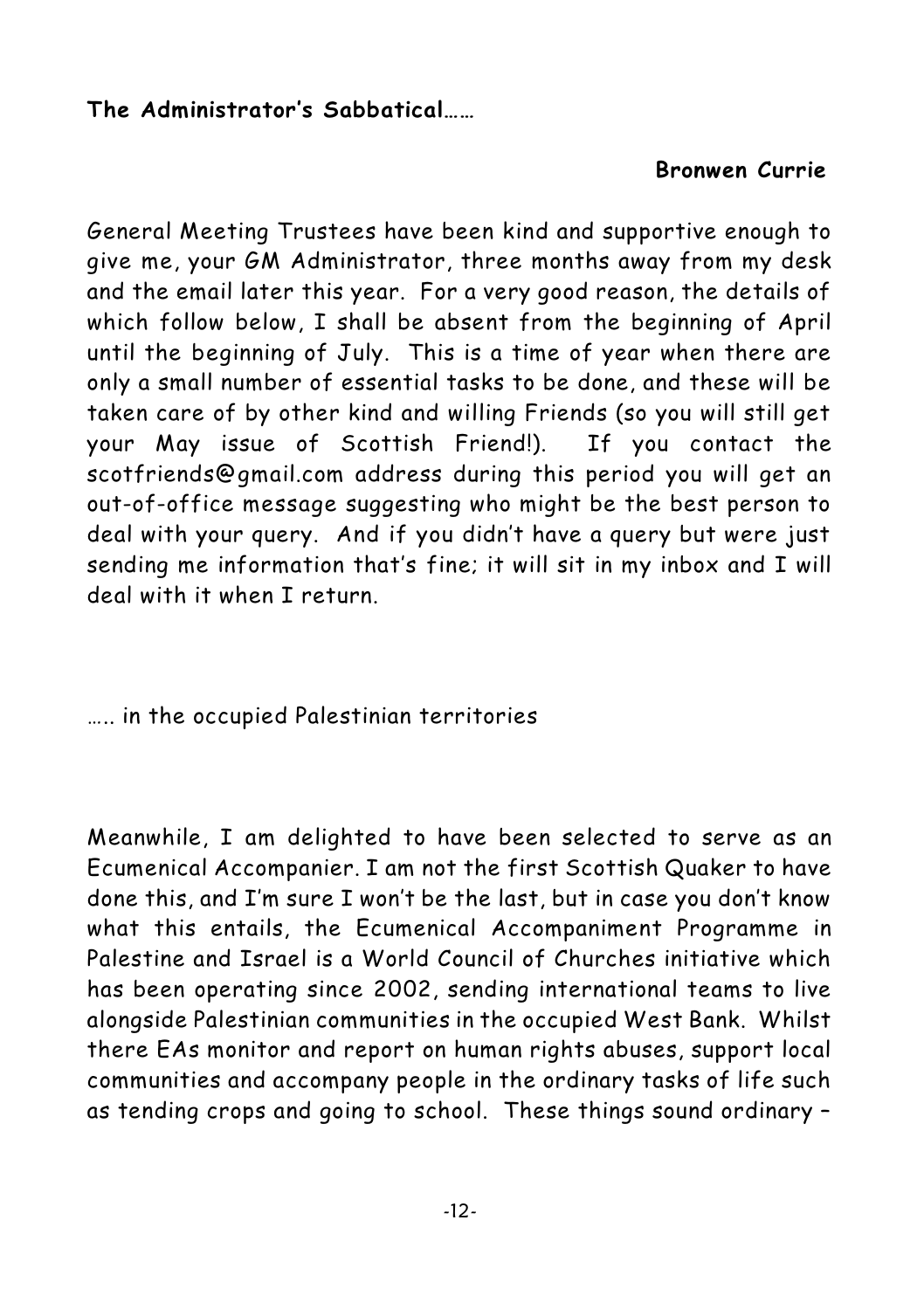**The Administrator's Sabbatical……**

**Bronwen Currie**

General Meeting Trustees have been kind and supportive enough to give me, your GM Administrator, three months away from my desk and the email later this year. For a very good reason, the details of which follow below, I shall be absent from the beginning of April until the beginning of July. This is a time of year when there are only a small number of essential tasks to be done, and these will be taken care of by other kind and willing Friends (so you will still get your May issue of Scottish Friend!). If you contact the scotfriends@gmail.com address during this period you will get an out-of-office message suggesting who might be the best person to deal with your query. And if you didn't have a query but were just sending me information that's fine; it will sit in my inbox and I will deal with it when I return.

….. in the occupied Palestinian territories

Meanwhile, I am delighted to have been selected to serve as an Ecumenical Accompanier. I am not the first Scottish Quaker to have done this, and I'm sure I won't be the last, but in case you don't know what this entails, the Ecumenical Accompaniment Programme in Palestine and Israel is a World Council of Churches initiative which has been operating since 2002, sending international teams to live alongside Palestinian communities in the occupied West Bank. Whilst there EAs monitor and report on human rights abuses, support local communities and accompany people in the ordinary tasks of life such as tending crops and going to school. These things sound ordinary –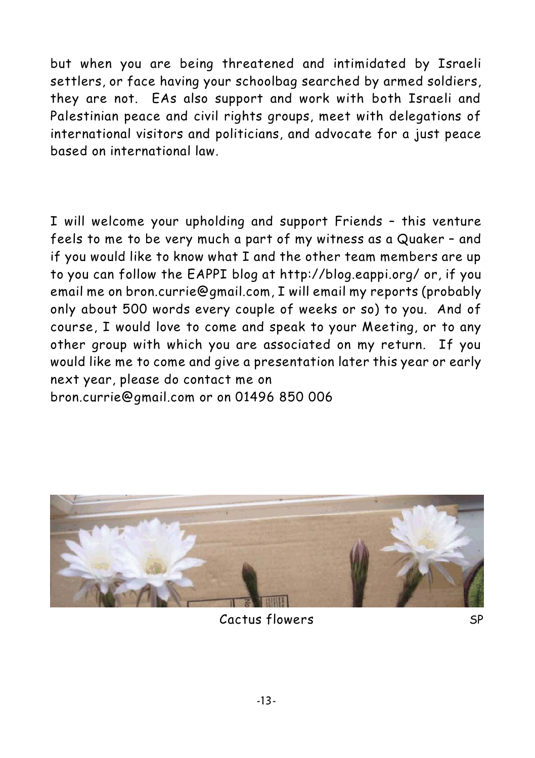but when you are being threatened and intimidated by Israeli settlers, or face having your schoolbag searched by armed soldiers, they are not. EAs also support and work with both Israeli and Palestinian peace and civil rights groups, meet with delegations of international visitors and politicians, and advocate for a just peace based on international law.

I will welcome your upholding and support Friends – this venture feels to me to be very much a part of my witness as a Quaker – and if you would like to know what I and the other team members are up to you can follow the EAPPI blog at http://blog.eappi.org/ or, if you email me on bron.currie@gmail.com, I will email my reports (probably only about 500 words every couple of weeks or so) to you. And of course, I would love to come and speak to your Meeting, or to any other group with which you are associated on my return. If you would like me to come and give a presentation later this year or early next year, please do contact me on bron.currie@gmail.com or on 01496 850 006

Cactus flowers SP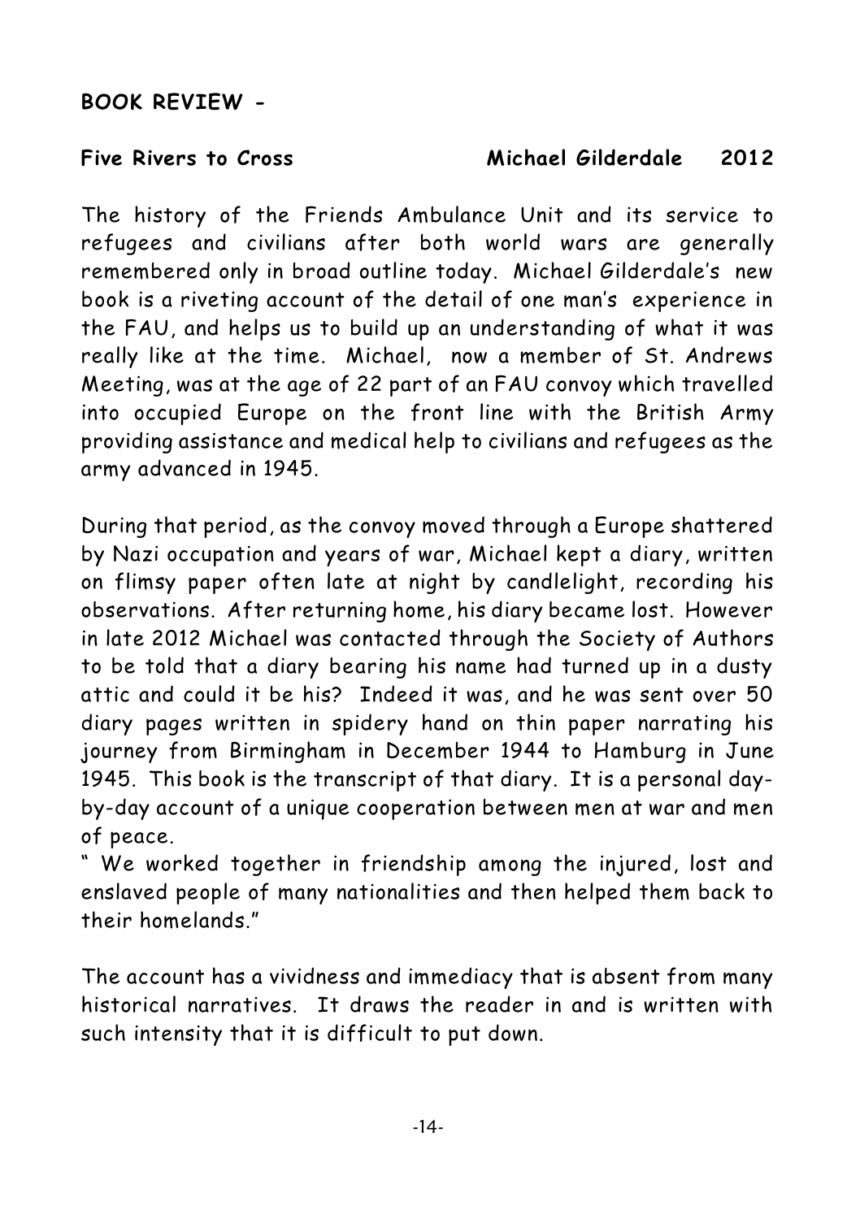**BOOK REVIEW -**

**Five Rivers to Cross Michael Gilderdale 2012**

The history of the Friends Ambulance Unit and its service to refugees and civilians after both world wars are generally remembered only in broad outline today. Michael Gilderdale's new book is a riveting account of the detail of one man's experience in the FAU, and helps us to build up an understanding of what it was really like at the time. Michael, now a member of St. Andrews Meeting, was at the age of 22 part of an FAU convoy which travelled into occupied Europe on the front line with the British Army providing assistance and medical help to civilians and refugees as the army advanced in 1945.

During that period, as the convoy moved through a Europe shattered by Nazi occupation and years of war, Michael kept a diary, written on flimsy paper often late at night by candlelight, recording his observations. After returning home, his diary became lost. However in late 2012 Michael was contacted through the Society of Authors to be told that a diary bearing his name had turned up in a dusty attic and could it be his? Indeed it was, and he was sent over 50 diary pages written in spidery hand on thin paper narrating his journey from Birmingham in December 1944 to Hamburg in June 1945. This book is the transcript of that diary. It is a personal day-by-day account of a unique cooperation between men at war and men of peace.

" We worked together in friendship among the injured, lost and enslaved people of many nationalities and then helped them back to their homelands."

The account has a vividness and immediacy that is absent from many historical narratives. It draws the reader in and is written with such intensity that it is difficult to put down.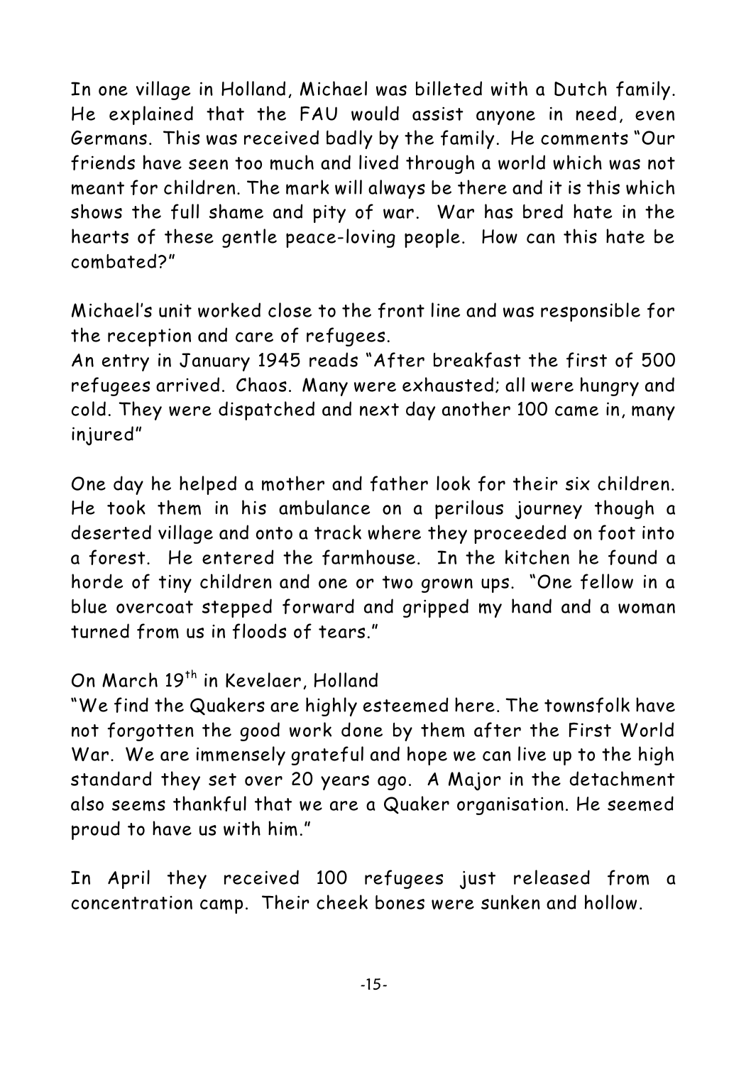In one village in Holland, Michael was billeted with a Dutch family. He explained that the FAU would assist anyone in need, even Germans. This was received badly by the family. He comments "Our friends have seen too much and lived through a world which was not meant for children. The mark will always be there and it is this which shows the full shame and pity of war. War has bred hate in the hearts of these gentle peace-loving people. How can this hate be combated?"

Michael's unit worked close to the front line and was responsible for the reception and care of refugees.
An entry in January 1945 reads "After breakfast the first of 500 refugees arrived. Chaos. Many were exhausted; all were hungry and cold. They were dispatched and next day another 100 came in, many injured"

One day he helped a mother and father look for their six children. He took them in his ambulance on a perilous journey though a deserted village and onto a track where they proceeded on foot into a forest. He entered the farmhouse. In the kitchen he found a horde of tiny children and one or two grown ups. "One fellow in a blue overcoat stepped forward and gripped my hand and a woman turned from us in floods of tears."

On March 19th in Kevelaer, Holland
"We find the Quakers are highly esteemed here. The townsfolk have not forgotten the good work done by them after the First World War. We are immensely grateful and hope we can live up to the high standard they set over 20 years ago. A Major in the detachment also seems thankful that we are a Quaker organisation. He seemed proud to have us with him."

In April they received 100 refugees just released from a concentration camp. Their cheek bones were sunken and hollow.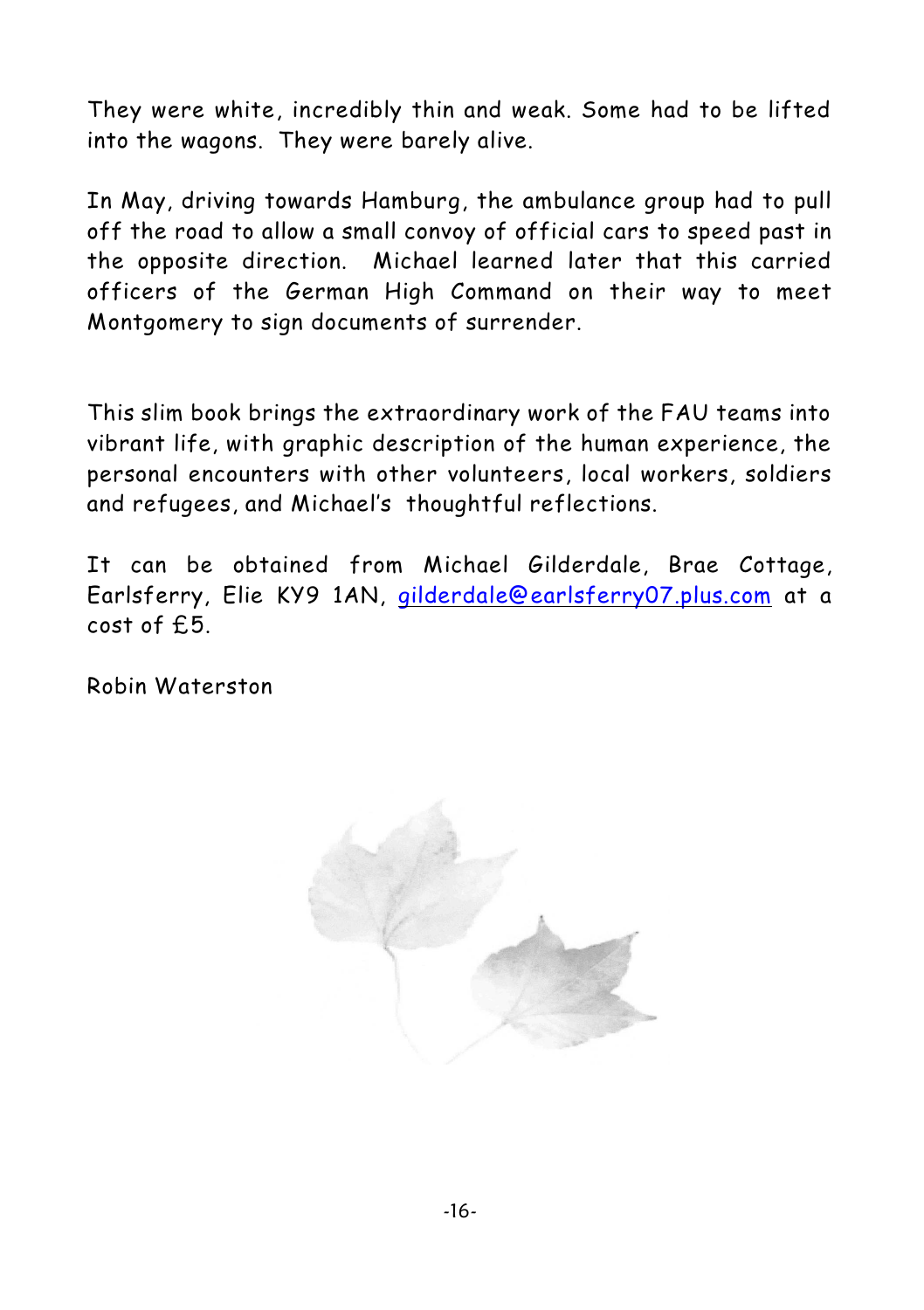They were white, incredibly thin and weak. Some had to be lifted into the wagons. They were barely alive.

In May, driving towards Hamburg, the ambulance group had to pull off the road to allow a small convoy of official cars to speed past in the opposite direction. Michael learned later that this carried officers of the German High Command on their way to meet Montgomery to sign documents of surrender.

This slim book brings the extraordinary work of the FAU teams into vibrant life, with graphic description of the human experience, the personal encounters with other volunteers, local workers, soldiers and refugees, and Michael's thoughtful reflections.

It can be obtained from Michael Gilderdale, Brae Cottage, Earlsferry, Elie KY9 1AN, gilderdale@earlsferry07.plus.com at a cost of £5.

Robin Waterston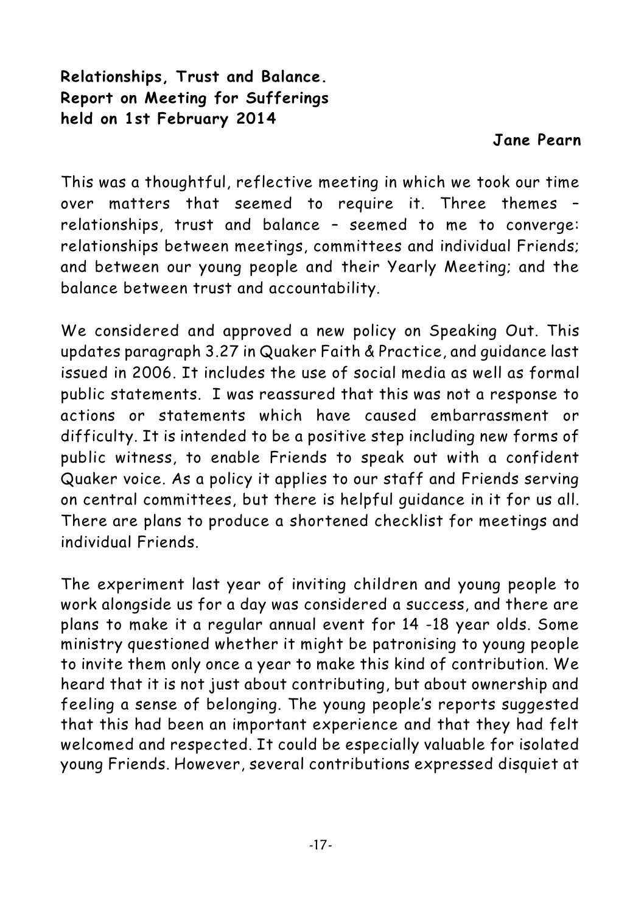**Relationships, Trust and Balance.**
**Report on Meeting for Sufferings**
**held on 1st February 2014**

**Jane Pearn**

This was a thoughtful, reflective meeting in which we took our time over matters that seemed to require it. Three themes – relationships, trust and balance – seemed to me to converge: relationships between meetings, committees and individual Friends; and between our young people and their Yearly Meeting; and the balance between trust and accountability.

We considered and approved a new policy on Speaking Out. This updates paragraph 3.27 in Quaker Faith & Practice, and guidance last issued in 2006. It includes the use of social media as well as formal public statements. I was reassured that this was not a response to actions or statements which have caused embarrassment or difficulty. It is intended to be a positive step including new forms of public witness, to enable Friends to speak out with a confident Quaker voice. As a policy it applies to our staff and Friends serving on central committees, but there is helpful guidance in it for us all. There are plans to produce a shortened checklist for meetings and individual Friends.

The experiment last year of inviting children and young people to work alongside us for a day was considered a success, and there are plans to make it a regular annual event for 14 -18 year olds. Some ministry questioned whether it might be patronising to young people to invite them only once a year to make this kind of contribution. We heard that it is not just about contributing, but about ownership and feeling a sense of belonging. The young people's reports suggested that this had been an important experience and that they had felt welcomed and respected. It could be especially valuable for isolated young Friends. However, several contributions expressed disquiet at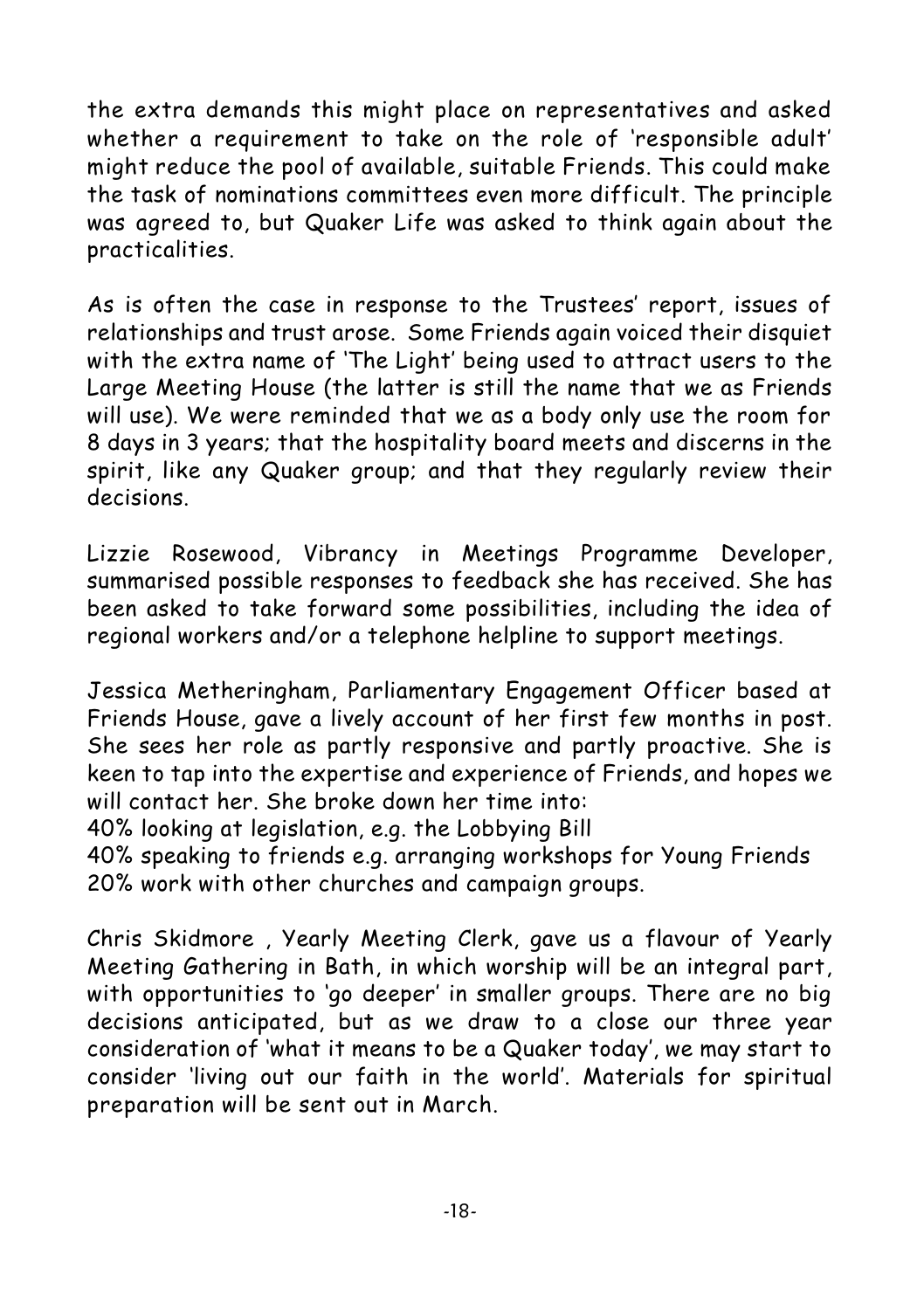the extra demands this might place on representatives and asked whether a requirement to take on the role of 'responsible adult' might reduce the pool of available, suitable Friends. This could make the task of nominations committees even more difficult. The principle was agreed to, but Quaker Life was asked to think again about the practicalities.

As is often the case in response to the Trustees' report, issues of relationships and trust arose. Some Friends again voiced their disquiet with the extra name of 'The Light' being used to attract users to the Large Meeting House (the latter is still the name that we as Friends will use). We were reminded that we as a body only use the room for 8 days in 3 years; that the hospitality board meets and discerns in the spirit, like any Quaker group; and that they regularly review their decisions.

Lizzie Rosewood, Vibrancy in Meetings Programme Developer, summarised possible responses to feedback she has received. She has been asked to take forward some possibilities, including the idea of regional workers and/or a telephone helpline to support meetings.

Jessica Metheringham, Parliamentary Engagement Officer based at Friends House, gave a lively account of her first few months in post. She sees her role as partly responsive and partly proactive. She is keen to tap into the expertise and experience of Friends, and hopes we will contact her. She broke down her time into:
40% looking at legislation, e.g. the Lobbying Bill
40% speaking to friends e.g. arranging workshops for Young Friends
20% work with other churches and campaign groups.

Chris Skidmore , Yearly Meeting Clerk, gave us a flavour of Yearly Meeting Gathering in Bath, in which worship will be an integral part, with opportunities to 'go deeper' in smaller groups. There are no big decisions anticipated, but as we draw to a close our three year consideration of 'what it means to be a Quaker today', we may start to consider 'living out our faith in the world'. Materials for spiritual preparation will be sent out in March.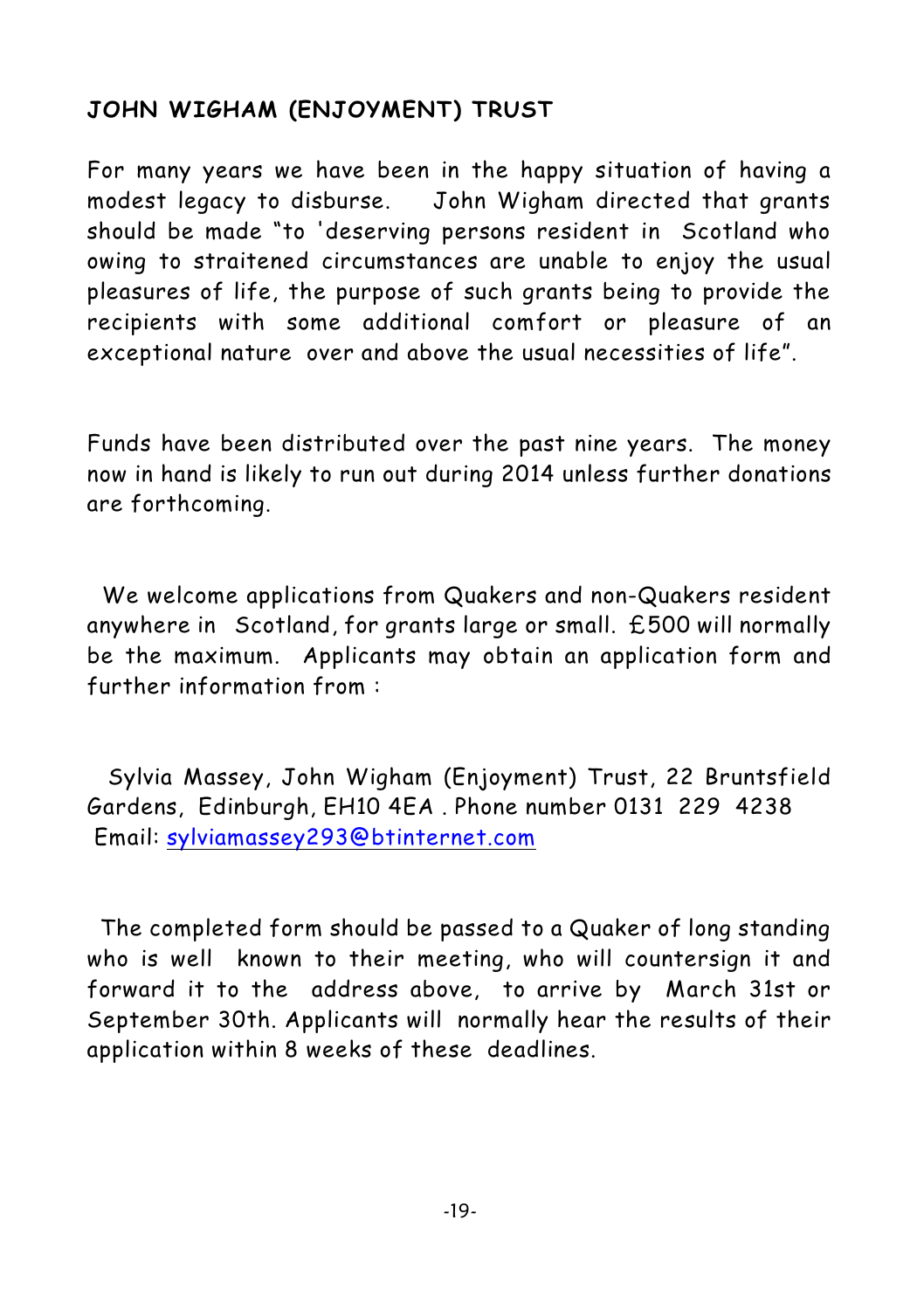## JOHN WIGHAM (ENJOYMENT) TRUST

For many years we have been in the happy situation of having a modest legacy to disburse. John Wigham directed that grants should be made "to 'deserving persons resident in Scotland who owing to straitened circumstances are unable to enjoy the usual pleasures of life, the purpose of such grants being to provide the recipients with some additional comfort or pleasure of an exceptional nature over and above the usual necessities of life".

Funds have been distributed over the past nine years. The money now in hand is likely to run out during 2014 unless further donations are forthcoming.

We welcome applications from Quakers and non-Quakers resident anywhere in Scotland, for grants large or small. £500 will normally be the maximum. Applicants may obtain an application form and further information from :

Sylvia Massey, John Wigham (Enjoyment) Trust, 22 Bruntsfield Gardens, Edinburgh, EH10 4EA . Phone number 0131 229 4238
Email: sylviamassey293@btinternet.com

The completed form should be passed to a Quaker of long standing who is well known to their meeting, who will countersign it and forward it to the address above, to arrive by March 31st or September 30th. Applicants will normally hear the results of their application within 8 weeks of these deadlines.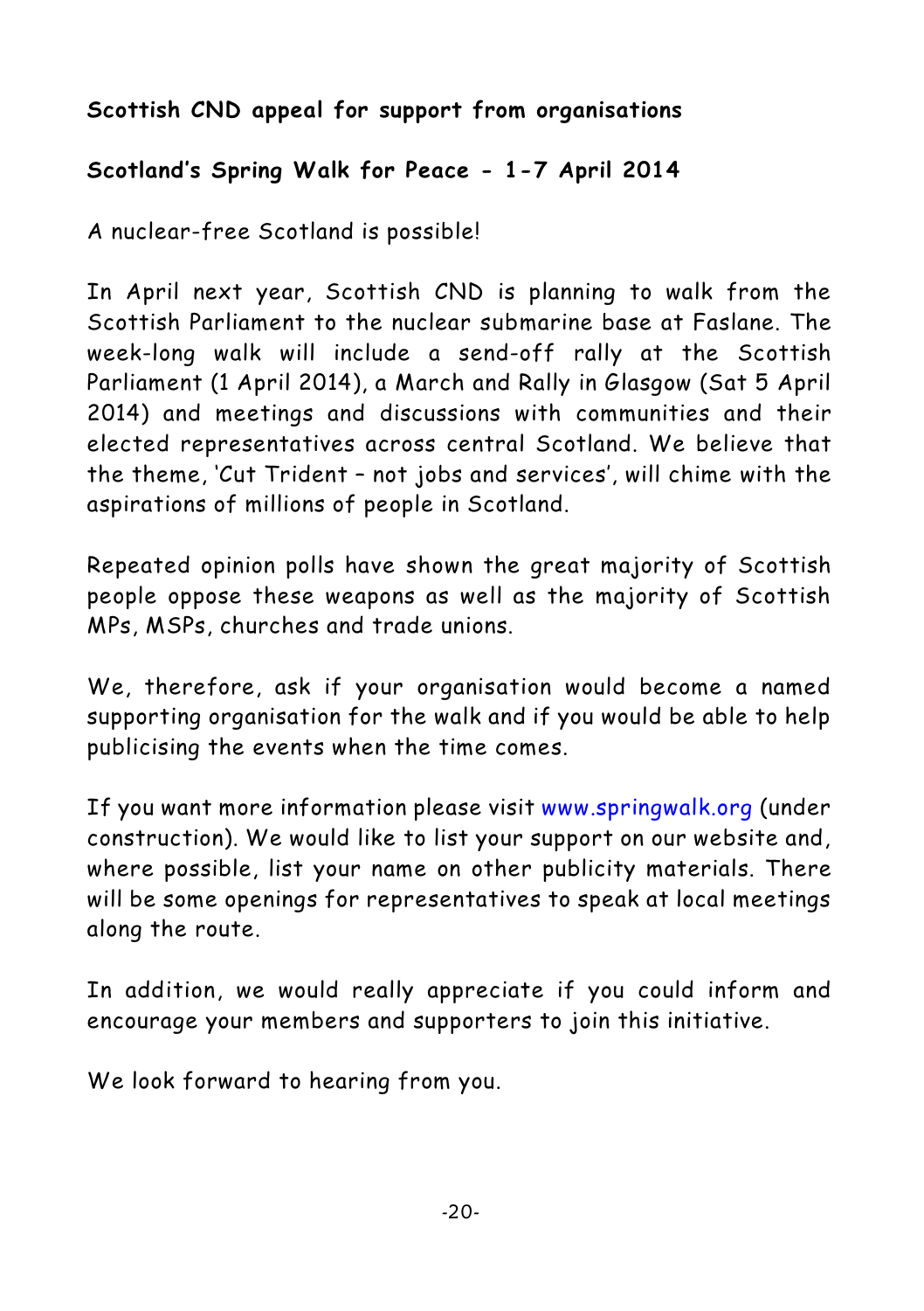**Scottish CND appeal for support from organisations**

**Scotland's Spring Walk for Peace - 1-7 April 2014**

A nuclear-free Scotland is possible!

In April next year, Scottish CND is planning to walk from the Scottish Parliament to the nuclear submarine base at Faslane. The week-long walk will include a send-off rally at the Scottish Parliament (1 April 2014), a March and Rally in Glasgow (Sat 5 April 2014) and meetings and discussions with communities and their elected representatives across central Scotland. We believe that the theme, 'Cut Trident – not jobs and services', will chime with the aspirations of millions of people in Scotland.

Repeated opinion polls have shown the great majority of Scottish people oppose these weapons as well as the majority of Scottish MPs, MSPs, churches and trade unions.

We, therefore, ask if your organisation would become a named supporting organisation for the walk and if you would be able to help publicising the events when the time comes.

If you want more information please visit www.springwalk.org (under construction). We would like to list your support on our website and, where possible, list your name on other publicity materials. There will be some openings for representatives to speak at local meetings along the route.

In addition, we would really appreciate if you could inform and encourage your members and supporters to join this initiative.

We look forward to hearing from you.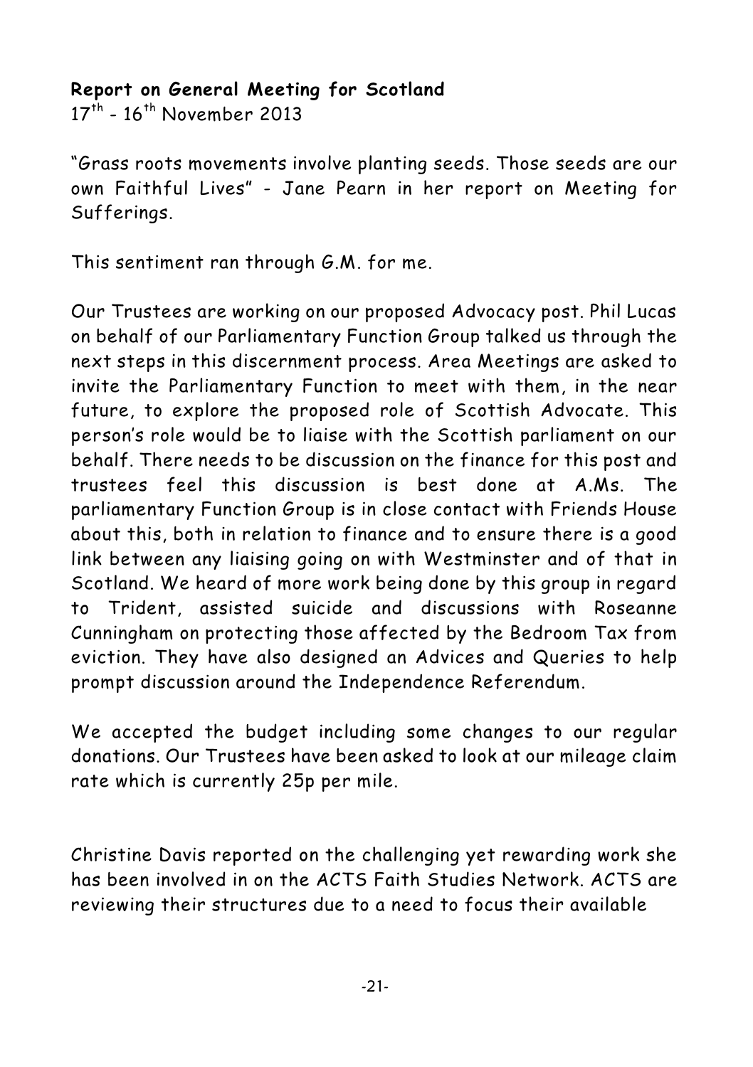**Report on General Meeting for Scotland**
17th - 16th November 2013

"Grass roots movements involve planting seeds. Those seeds are our own Faithful Lives" - Jane Pearn in her report on Meeting for Sufferings.

This sentiment ran through G.M. for me.

Our Trustees are working on our proposed Advocacy post. Phil Lucas on behalf of our Parliamentary Function Group talked us through the next steps in this discernment process. Area Meetings are asked to invite the Parliamentary Function to meet with them, in the near future, to explore the proposed role of Scottish Advocate. This person's role would be to liaise with the Scottish parliament on our behalf. There needs to be discussion on the finance for this post and trustees feel this discussion is best done at A.Ms. The parliamentary Function Group is in close contact with Friends House about this, both in relation to finance and to ensure there is a good link between any liaising going on with Westminster and of that in Scotland. We heard of more work being done by this group in regard to Trident, assisted suicide and discussions with Roseanne Cunningham on protecting those affected by the Bedroom Tax from eviction. They have also designed an Advices and Queries to help prompt discussion around the Independence Referendum.

We accepted the budget including some changes to our regular donations. Our Trustees have been asked to look at our mileage claim rate which is currently 25p per mile.

Christine Davis reported on the challenging yet rewarding work she has been involved in on the ACTS Faith Studies Network. ACTS are reviewing their structures due to a need to focus their available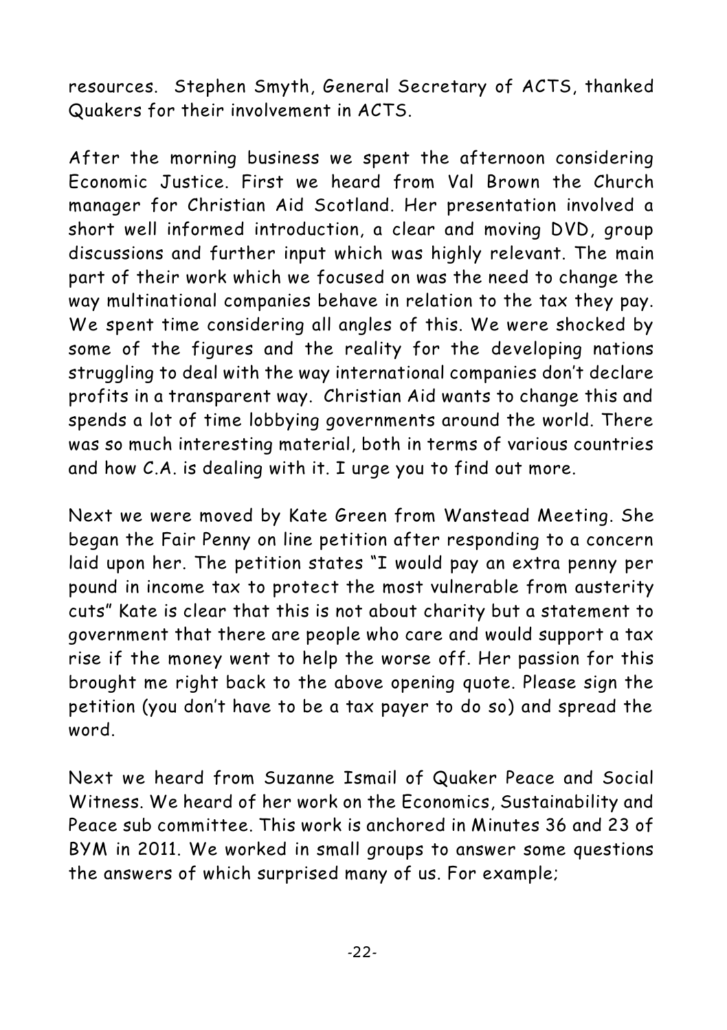resources. Stephen Smyth, General Secretary of ACTS, thanked Quakers for their involvement in ACTS.

After the morning business we spent the afternoon considering Economic Justice. First we heard from Val Brown the Church manager for Christian Aid Scotland. Her presentation involved a short well informed introduction, a clear and moving DVD, group discussions and further input which was highly relevant. The main part of their work which we focused on was the need to change the way multinational companies behave in relation to the tax they pay. We spent time considering all angles of this. We were shocked by some of the figures and the reality for the developing nations struggling to deal with the way international companies don't declare profits in a transparent way. Christian Aid wants to change this and spends a lot of time lobbying governments around the world. There was so much interesting material, both in terms of various countries and how C.A. is dealing with it. I urge you to find out more.

Next we were moved by Kate Green from Wanstead Meeting. She began the Fair Penny on line petition after responding to a concern laid upon her. The petition states "I would pay an extra penny per pound in income tax to protect the most vulnerable from austerity cuts" Kate is clear that this is not about charity but a statement to government that there are people who care and would support a tax rise if the money went to help the worse off. Her passion for this brought me right back to the above opening quote. Please sign the petition (you don't have to be a tax payer to do so) and spread the word.

Next we heard from Suzanne Ismail of Quaker Peace and Social Witness. We heard of her work on the Economics, Sustainability and Peace sub committee. This work is anchored in Minutes 36 and 23 of BYM in 2011. We worked in small groups to answer some questions the answers of which surprised many of us. For example;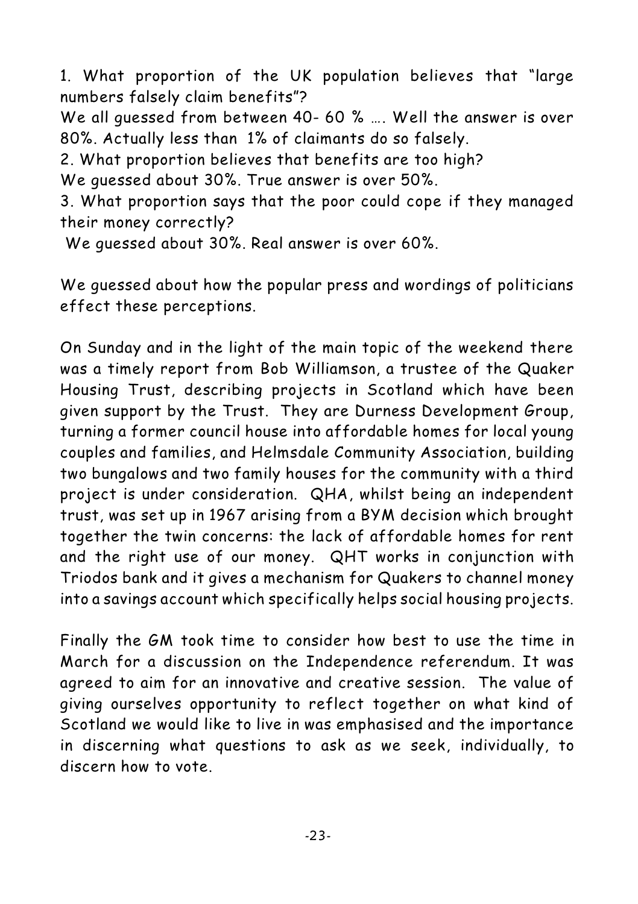1. What proportion of the UK population believes that "large numbers falsely claim benefits"?

We all guessed from between 40- 60 % …. Well the answer is over 80%. Actually less than 1% of claimants do so falsely.

2. What proportion believes that benefits are too high?

We guessed about 30%. True answer is over 50%.

3. What proportion says that the poor could cope if they managed their money correctly?

We guessed about 30%. Real answer is over 60%.

We guessed about how the popular press and wordings of politicians effect these perceptions.

On Sunday and in the light of the main topic of the weekend there was a timely report from Bob Williamson, a trustee of the Quaker Housing Trust, describing projects in Scotland which have been given support by the Trust. They are Durness Development Group, turning a former council house into affordable homes for local young couples and families, and Helmsdale Community Association, building two bungalows and two family houses for the community with a third project is under consideration. QHA, whilst being an independent trust, was set up in 1967 arising from a BYM decision which brought together the twin concerns: the lack of affordable homes for rent and the right use of our money. QHT works in conjunction with Triodos bank and it gives a mechanism for Quakers to channel money into a savings account which specifically helps social housing projects.

Finally the GM took time to consider how best to use the time in March for a discussion on the Independence referendum. It was agreed to aim for an innovative and creative session. The value of giving ourselves opportunity to reflect together on what kind of Scotland we would like to live in was emphasised and the importance in discerning what questions to ask as we seek, individually, to discern how to vote.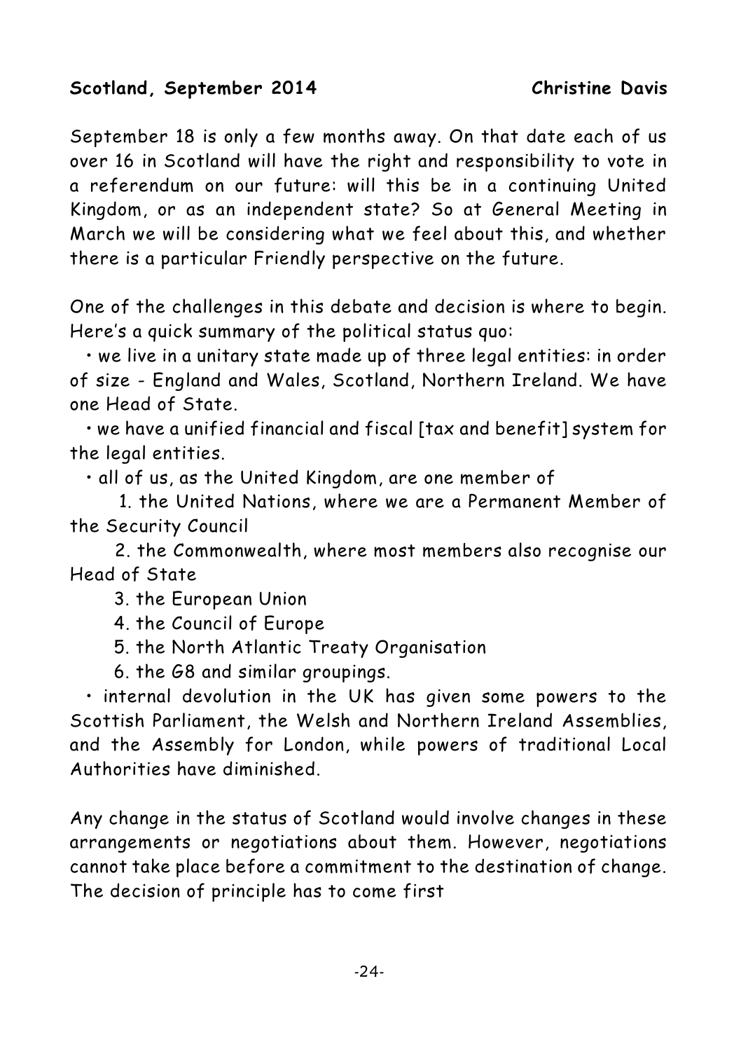**Scandal, September 2014** **Christine Davis**

**Scotland, September 2014** **Christine Davis**

September 18 is only a few months away. On that date each of us over 16 in Scotland will have the right and responsibility to vote in a referendum on our future: will this be in a continuing United Kingdom, or as an independent state? So at General Meeting in March we will be considering what we feel about this, and whether there is a particular Friendly perspective on the future.

One of the challenges in this debate and decision is where to begin. Here's a quick summary of the political status quo:

- we live in a unitary state made up of three legal entities: in order of size - England and Wales, Scotland, Northern Ireland. We have one Head of State.
- we have a unified financial and fiscal [tax and benefit] system for the legal entities.
- all of us, as the United Kingdom, are one member of
    1. the United Nations, where we are a Permanent Member of the Security Council
    2. the Commonwealth, where most members also recognise our Head of State
    3. the European Union
    4. the Council of Europe
    5. the North Atlantic Treaty Organisation
    6. the G8 and similar groupings.
- internal devolution in the UK has given some powers to the Scottish Parliament, the Welsh and Northern Ireland Assemblies, and the Assembly for London, while powers of traditional Local Authorities have diminished.

Any change in the status of Scotland would involve changes in these arrangements or negotiations about them. However, negotiations cannot take place before a commitment to the destination of change. The decision of principle has to come first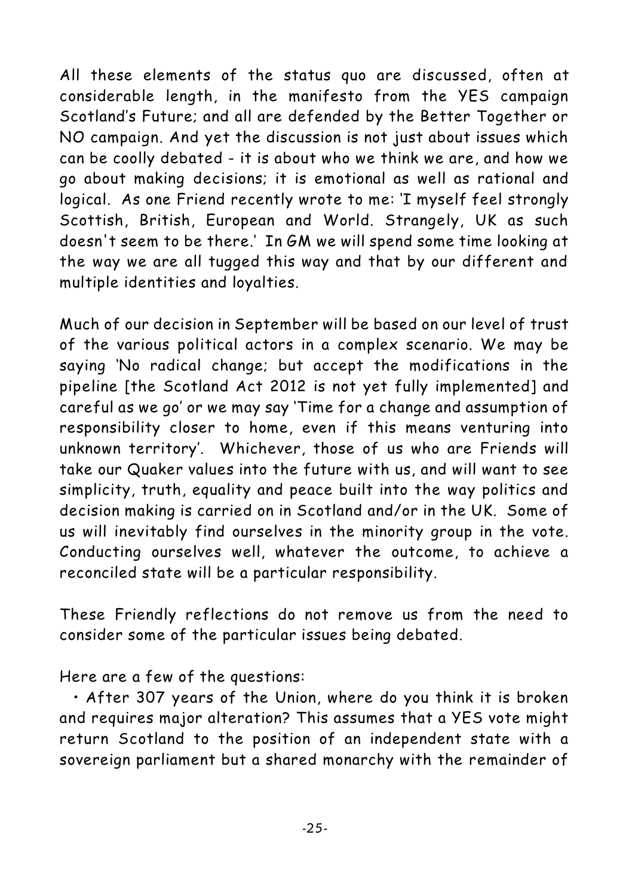All these elements of the status quo are discussed, often at considerable length, in the manifesto from the YES campaign Scotland's Future; and all are defended by the Better Together or NO campaign. And yet the discussion is not just about issues which can be coolly debated - it is about who we think we are, and how we go about making decisions; it is emotional as well as rational and logical. As one Friend recently wrote to me: 'I myself feel strongly Scottish, British, European and World. Strangely, UK as such doesn't seem to be there.' In GM we will spend some time looking at the way we are all tugged this way and that by our different and multiple identities and loyalties.

Much of our decision in September will be based on our level of trust of the various political actors in a complex scenario. We may be saying 'No radical change; but accept the modifications in the pipeline [the Scotland Act 2012 is not yet fully implemented] and careful as we go' or we may say 'Time for a change and assumption of responsibility closer to home, even if this means venturing into unknown territory'. Whichever, those of us who are Friends will take our Quaker values into the future with us, and will want to see simplicity, truth, equality and peace built into the way politics and decision making is carried on in Scotland and/or in the UK. Some of us will inevitably find ourselves in the minority group in the vote. Conducting ourselves well, whatever the outcome, to achieve a reconciled state will be a particular responsibility.

These Friendly reflections do not remove us from the need to consider some of the particular issues being debated.

Here are a few of the questions:

- After 307 years of the Union, where do you think it is broken and requires major alteration? This assumes that a YES vote might return Scotland to the position of an independent state with a sovereign parliament but a shared monarchy with the remainder of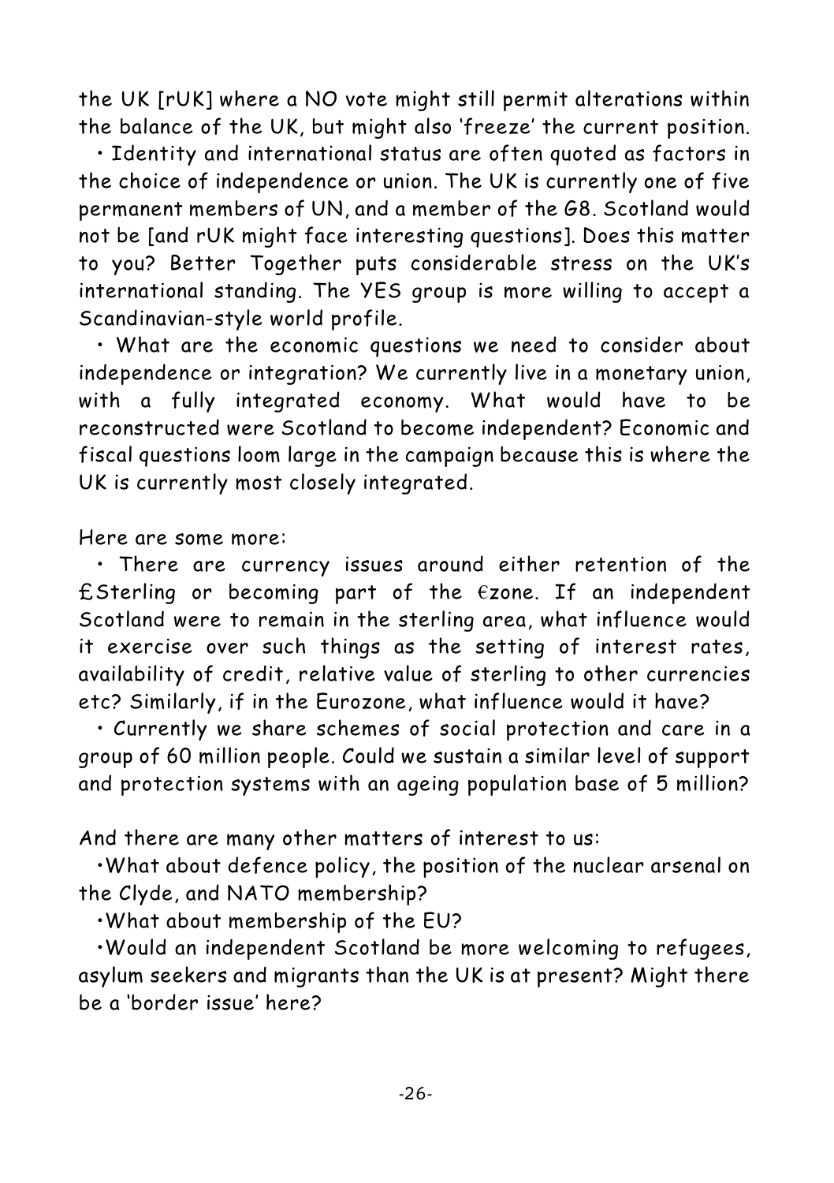the UK [rUK] where a NO vote might still permit alterations within the balance of the UK, but might also 'freeze' the current position.

- Identity and international status are often quoted as factors in the choice of independence or union. The UK is currently one of five permanent members of UN, and a member of the G8. Scotland would not be [and rUK might face interesting questions]. Does this matter to you? Better Together puts considerable stress on the UK's international standing. The YES group is more willing to accept a Scandinavian-style world profile.
- What are the economic questions we need to consider about independence or integration? We currently live in a monetary union, with a fully integrated economy. What would have to be reconstructed were Scotland to become independent? Economic and fiscal questions loom large in the campaign because this is where the UK is currently most closely integrated.

Here are some more:

- There are currency issues around either retention of the £Sterling or becoming part of the €zone. If an independent Scotland were to remain in the sterling area, what influence would it exercise over such things as the setting of interest rates, availability of credit, relative value of sterling to other currencies etc? Similarly, if in the Eurozone, what influence would it have?
- Currently we share schemes of social protection and care in a group of 60 million people. Could we sustain a similar level of support and protection systems with an ageing population base of 5 million?

And there are many other matters of interest to us:

- What about defence policy, the position of the nuclear arsenal on the Clyde, and NATO membership?
- What about membership of the EU?
- Would an independent Scotland be more welcoming to refugees, asylum seekers and migrants than the UK is at present? Might there be a 'border issue' here?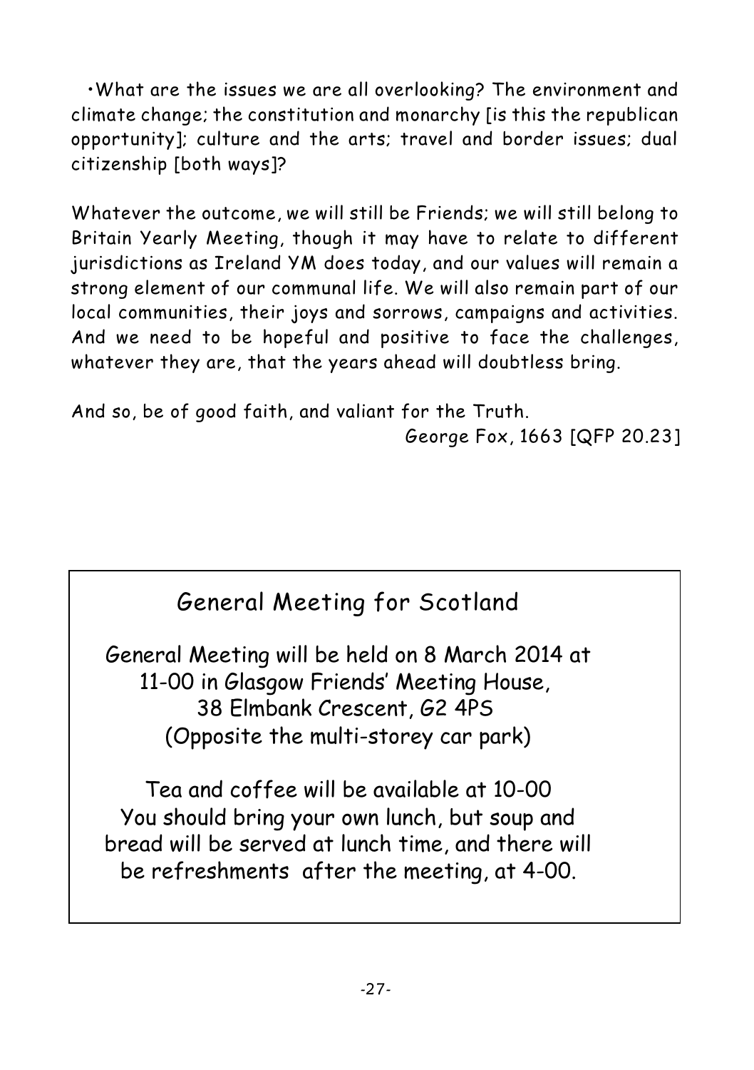• What are the issues we are all overlooking? The environment and climate change; the constitution and monarchy [is this the republican opportunity]; culture and the arts; travel and border issues; dual citizenship [both ways]?

Whatever the outcome, we will still be Friends; we will still belong to Britain Yearly Meeting, though it may have to relate to different jurisdictions as Ireland YM does today, and our values will remain a strong element of our communal life. We will also remain part of our local communities, their joys and sorrows, campaigns and activities. And we need to be hopeful and positive to face the challenges, whatever they are, that the years ahead will doubtless bring.

And so, be of good faith, and valiant for the Truth.

George Fox, 1663 [QFP 20.23]

## General Meeting for Scotland

General Meeting will be held on 8 March 2014 at 11-00 in Glasgow Friends' Meeting House, 38 Elmbank Crescent, G2 4PS (Opposite the multi-storey car park)

Tea and coffee will be available at 10-00
You should bring your own lunch, but soup and bread will be served at lunch time, and there will be refreshments after the meeting, at 4-00.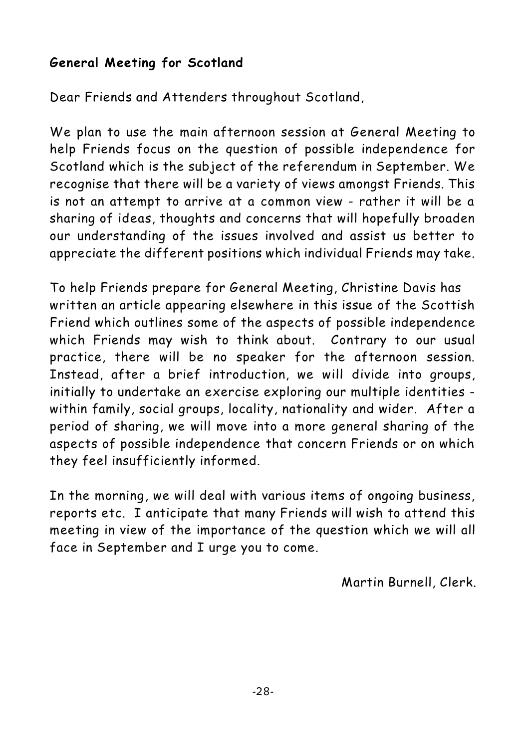**General Meeting for Scotland**

Dear Friends and Attenders throughout Scotland,

We plan to use the main afternoon session at General Meeting to help Friends focus on the question of possible independence for Scotland which is the subject of the referendum in September. We recognise that there will be a variety of views amongst Friends. This is not an attempt to arrive at a common view - rather it will be a sharing of ideas, thoughts and concerns that will hopefully broaden our understanding of the issues involved and assist us better to appreciate the different positions which individual Friends may take.

To help Friends prepare for General Meeting, Christine Davis has written an article appearing elsewhere in this issue of the Scottish Friend which outlines some of the aspects of possible independence which Friends may wish to think about. Contrary to our usual practice, there will be no speaker for the afternoon session. Instead, after a brief introduction, we will divide into groups, initially to undertake an exercise exploring our multiple identities - within family, social groups, locality, nationality and wider. After a period of sharing, we will move into a more general sharing of the aspects of possible independence that concern Friends or on which they feel insufficiently informed.

In the morning, we will deal with various items of ongoing business, reports etc. I anticipate that many Friends will wish to attend this meeting in view of the importance of the question which we will all face in September and I urge you to come.

Martin Burnell, Clerk.